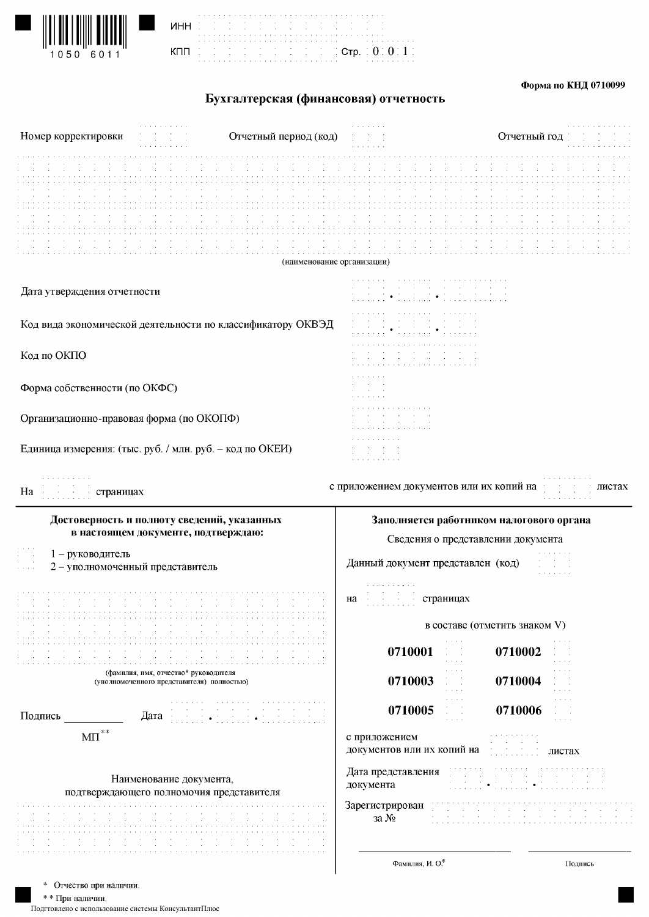1050 6011

ИНН

КПП Стр. 0 0 1

**Форма по КНД 0710099**

## Бухгалтерская (финансовая) отчетность

Номер корректировки Отчетный период (код) Отчетный год

(наименование организации)

Дата утверждения отчетности . .

Код вида экономической деятельности по классификатору ОКВЭД . .

Код по ОКПО

Форма собственности (по ОКФС)

Организационно-правовая форма (по ОКОПФ)

Единица измерения: (тыс. руб. / млн. руб. – код по ОКЕИ)

На страницах с приложением документов или их копий на листах

**Достоверность и полноту сведений, указанных в настоящем документе, подтверждаю:**

1 – руководитель
2 – уполномоченный представитель

(фамилия, имя, отчество* руководителя (уполномоченного представителя) полностью)

Подпись __________ Дата . .

МП**

Наименование документа, подтверждающего полномочия представителя

**Заполняется работником налогового органа**

Сведения о представлении документа

Данный документ представлен (код)

на страницах

в составе (отметить знаком V)

| | | | |
|---|---|---|---|
| **0710001** | | **0710002** | |
| **0710003** | | **0710004** | |
| **0710005** | | **0710006** | |

с приложением документов или их копий на листах

Дата представления документа . .

Зарегистрирован за №

Фамилия, И. О.* Подпись

\* Отчество при наличии.

\*\* При наличии.

Подготовлено с использованием системы КонсультантПлюс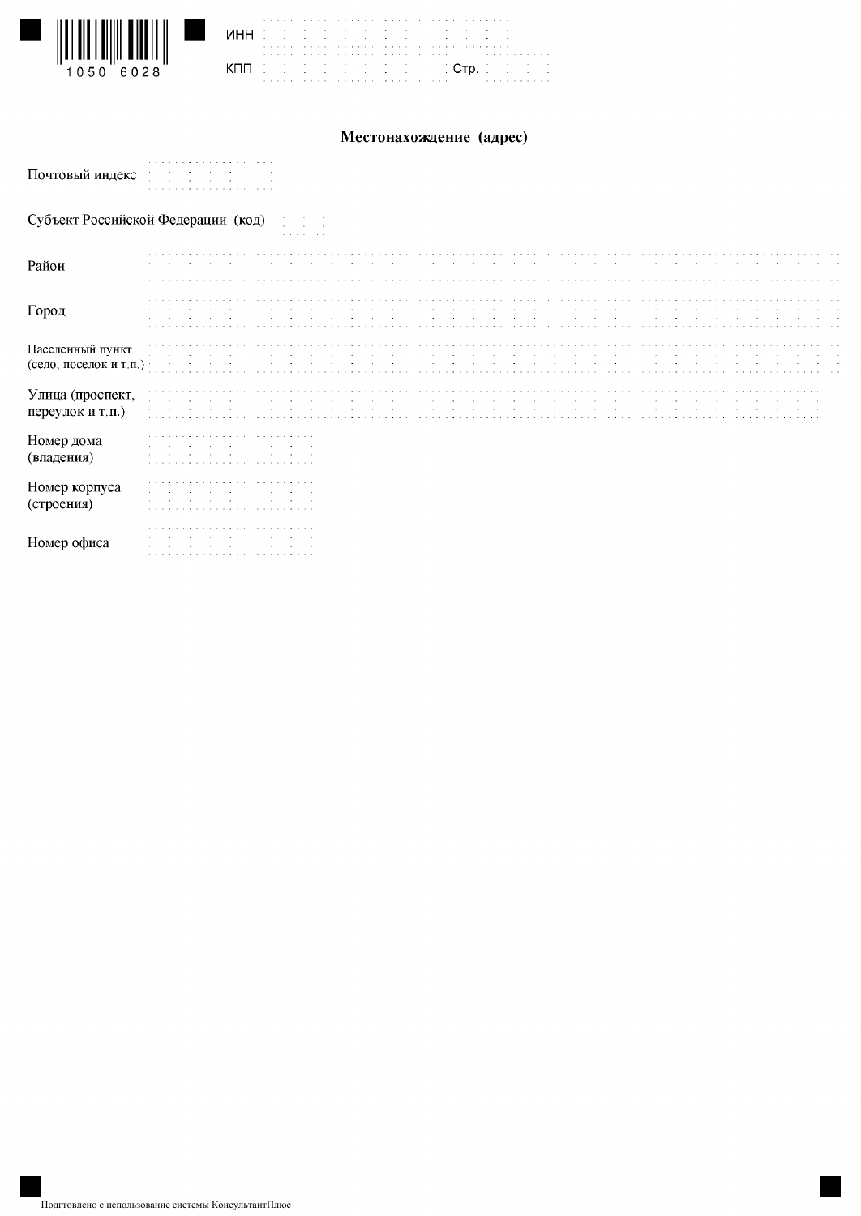1050 6028

ИНН

КПП Стр.

## Местонахождение (адрес)

Почтовый индекс

Субъект Российской Федерации (код)

Район

Город

Населенный пункт (село, поселок и т.п.)

Улица (проспект, переулок и т.п.)

Номер дома (владения)

Номер корпуса (строения)

Номер офиса

Подготовлено с использование системы КонсультантПлюс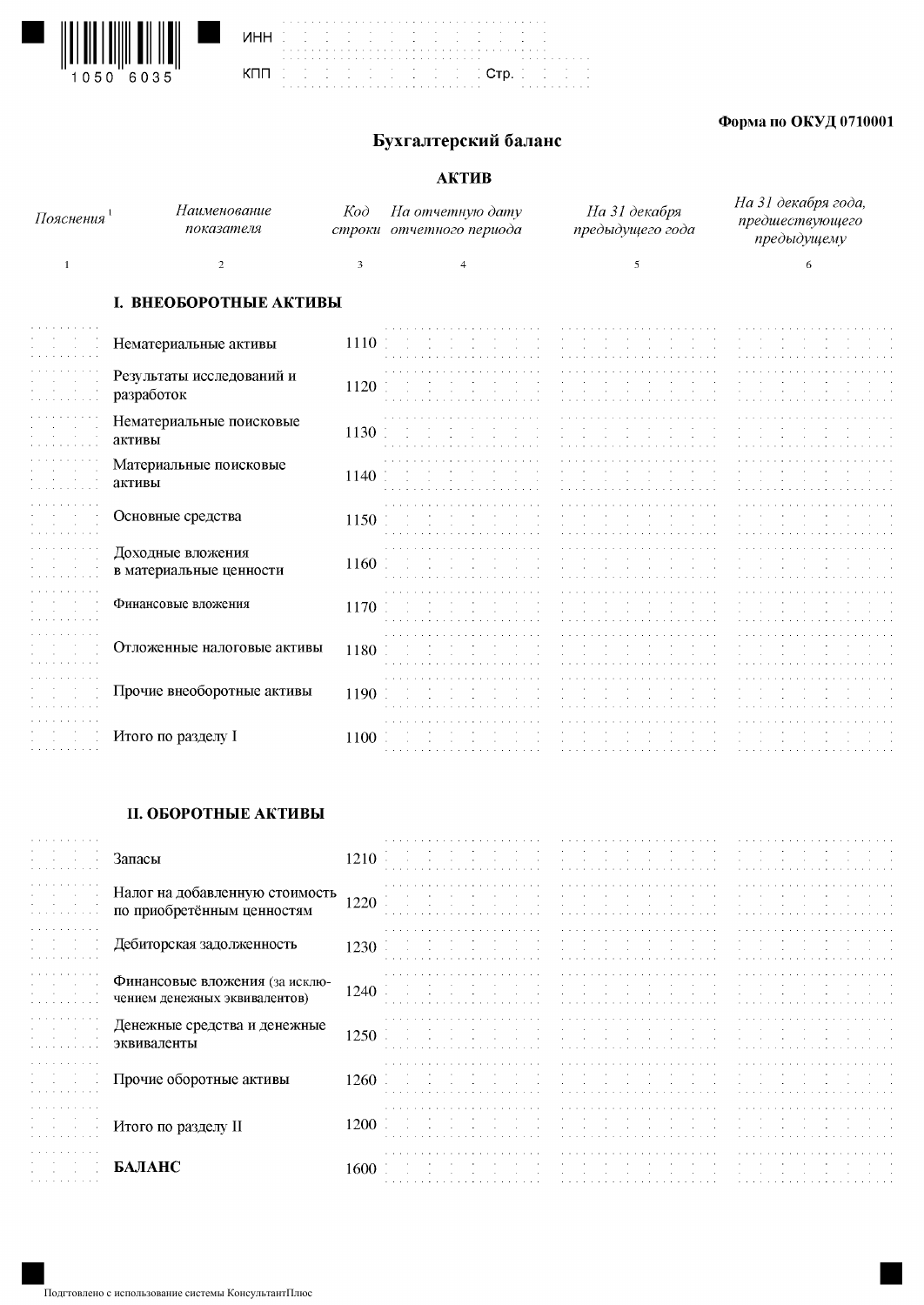ИНН

КПП Стр.

**Форма по ОКУД 0710001**

## Бухгалтерский баланс

### АКТИВ

| *Пояснения* [1] | *Наименование показателя* | *Код строки* | *На отчетную дату отчетного периода* | *На 31 декабря предыдущего года* | *На 31 декабря года, предшествующего предыдущему* |
|---|---|---|---|---|---|
| 1 | 2 | 3 | 4 | 5 | 6 |
| | **I. ВНЕОБОРОТНЫЕ АКТИВЫ** | | | | |
| | Нематериальные активы | 1110 | | | |
| | Результаты исследований и разработок | 1120 | | | |
| | Нематериальные поисковые активы | 1130 | | | |
| | Материальные поисковые активы | 1140 | | | |
| | Основные средства | 1150 | | | |
| | Доходные вложения в материальные ценности | 1160 | | | |
| | Финансовые вложения | 1170 | | | |
| | Отложенные налоговые активы | 1180 | | | |
| | Прочие внеоборотные активы | 1190 | | | |
| | Итого по разделу I | 1100 | | | |
| | **II. ОБОРОТНЫЕ АКТИВЫ** | | | | |
| | Запасы | 1210 | | | |
| | Налог на добавленную стоимость по приобретённым ценностям | 1220 | | | |
| | Дебиторская задолженность | 1230 | | | |
| | Финансовые вложения (за исключением денежных эквивалентов) | 1240 | | | |
| | Денежные средства и денежные эквиваленты | 1250 | | | |
| | Прочие оборотные активы | 1260 | | | |
| | Итого по разделу II | 1200 | | | |
| | **БАЛАНС** | 1600 | | | |

Подготовлено с использование системы КонсультантПлюс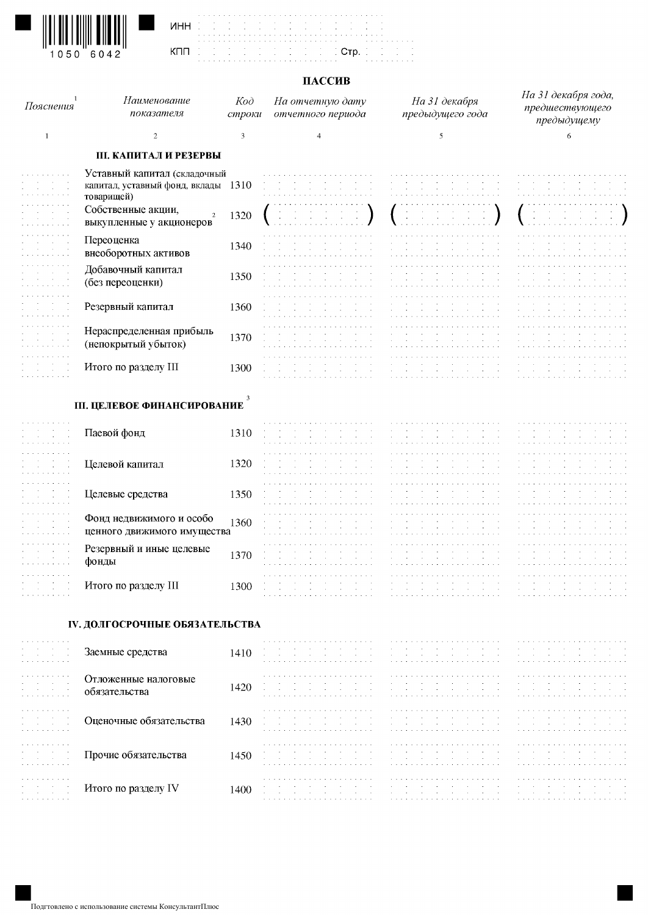ИНН

КПП  Стр.

## ПАССИВ

| *Пояснения* [1] | *Наименование показателя* | *Код строки* | *На отчетную дату отчетного периода* | *На 31 декабря предыдущего года* | *На 31 декабря года, предшествующего предыдущему* |
|---|---|---|---|---|---|
| 1 | 2 | 3 | 4 | 5 | 6 |
| | **III. КАПИТАЛ И РЕЗЕРВЫ** | | | | |
| | Уставный капитал (складочный капитал, уставный фонд, вклады товарищей) | 1310 | | | |
| | Собственные акции, выкупленные у акционеров [2] | 1320 | ( ) | ( ) | ( ) |
| | Переоценка внеоборотных активов | 1340 | | | |
| | Добавочный капитал (без переоценки) | 1350 | | | |
| | Резервный капитал | 1360 | | | |
| | Нераспределенная прибыль (непокрытый убыток) | 1370 | | | |
| | Итого по разделу III | 1300 | | | |
| | **III. ЦЕЛЕВОЕ ФИНАНСИРОВАНИЕ** [3] | | | | |
| | Паевой фонд | 1310 | | | |
| | Целевой капитал | 1320 | | | |
| | Целевые средства | 1350 | | | |
| | Фонд недвижимого и особо ценного движимого имущества | 1360 | | | |
| | Резервный и иные целевые фонды | 1370 | | | |
| | Итого по разделу III | 1300 | | | |
| | **IV. ДОЛГОСРОЧНЫЕ ОБЯЗАТЕЛЬСТВА** | | | | |
| | Заемные средства | 1410 | | | |
| | Отложенные налоговые обязательства | 1420 | | | |
| | Оценочные обязательства | 1430 | | | |
| | Прочие обязательства | 1450 | | | |
| | Итого по разделу IV | 1400 | | | |

Подготовлено с использованием системы КонсультантПлюс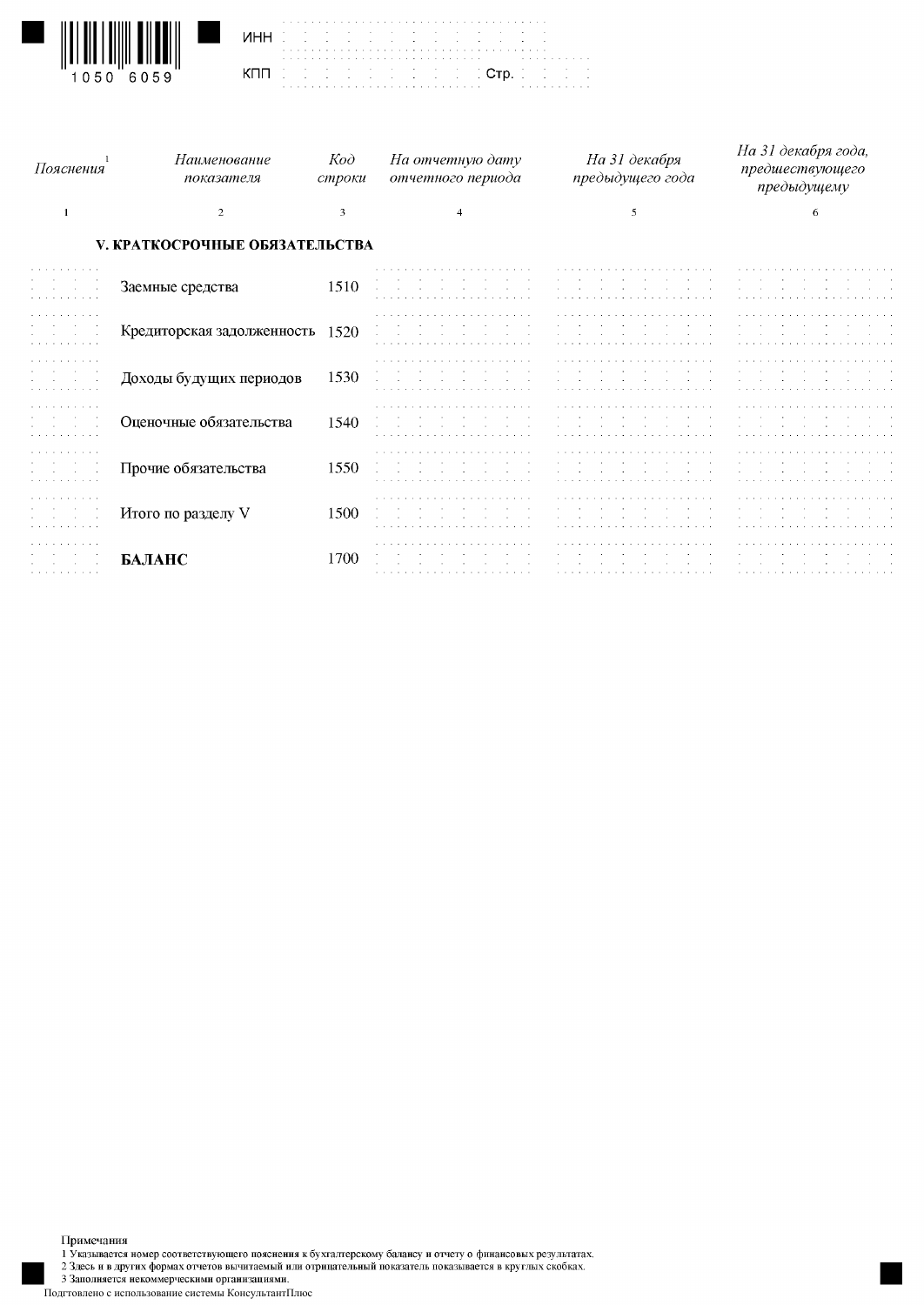ИНН

КПП Стр.

| Пояснения [1] | Наименование показателя | Код строки | На отчетную дату отчетного периода | На 31 декабря предыдущего года | На 31 декабря года, предшествующего предыдущему |
|---|---|---|---|---|---|
| 1 | 2 | 3 | 4 | 5 | 6 |
| | **V. КРАТКОСРОЧНЫЕ ОБЯЗАТЕЛЬСТВА** | | | | |
| | Заемные средства | 1510 | | | |
| | Кредиторская задолженность | 1520 | | | |
| | Доходы будущих периодов | 1530 | | | |
| | Оценочные обязательства | 1540 | | | |
| | Прочие обязательства | 1550 | | | |
| | Итого по разделу V | 1500 | | | |
| | **БАЛАНС** | 1700 | | | |

Примечания

1 Указывается номер соответствующего пояснения к бухгалтерскому балансу и отчету о финансовых результатах.

2 Здесь и в других формах отчетов вычитаемый или отрицательный показатель показывается в круглых скобках.

3 Заполняется некоммерческими организациями.

Подгтовлено с использование системы КонсультантПлюс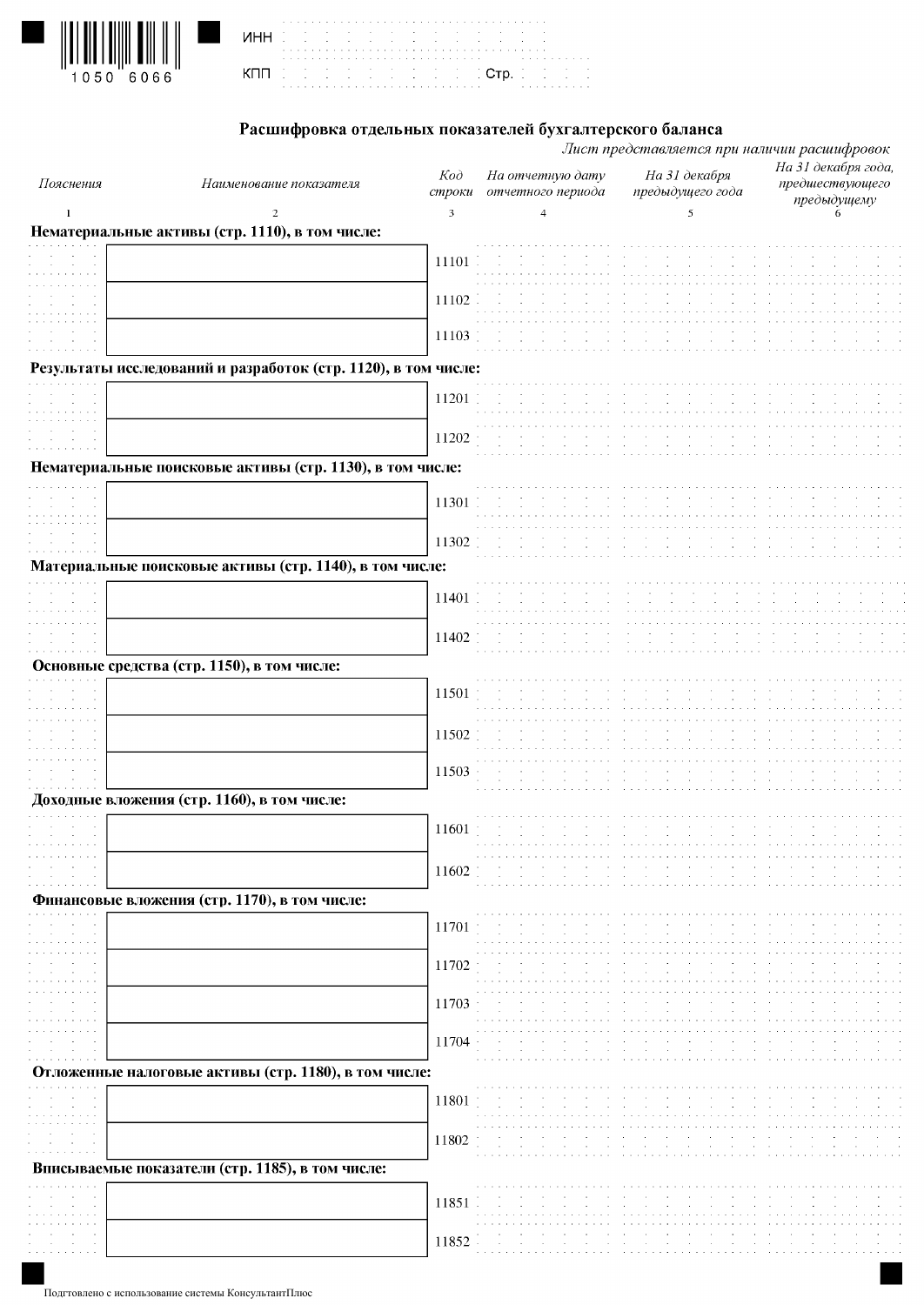1050 6066

ИНН

КПП Стр.

## Расшифровка отдельных показателей бухгалтерского баланса

*Лист представляется при наличии расшифровок*

| Пояснения | Наименование показателя | Код строки | На отчетную дату отчетного периода | На 31 декабря предыдущего года | На 31 декабря года, предшествующего предыдущему |
|---|---|---|---|---|---|
| 1 | 2 | 3 | 4 | 5 | 6 |
| **Нематериальные активы (стр. 1110), в том числе:** | | | | | |
| | | 11101 | | | |
| | | 11102 | | | |
| | | 11103 | | | |
| **Результаты исследований и разработок (стр. 1120), в том числе:** | | | | | |
| | | 11201 | | | |
| | | 11202 | | | |
| **Нематериальные поисковые активы (стр. 1130), в том числе:** | | | | | |
| | | 11301 | | | |
| | | 11302 | | | |
| **Материальные поисковые активы (стр. 1140), в том числе:** | | | | | |
| | | 11401 | | | |
| | | 11402 | | | |
| **Основные средства (стр. 1150), в том числе:** | | | | | |
| | | 11501 | | | |
| | | 11502 | | | |
| | | 11503 | | | |
| **Доходные вложения (стр. 1160), в том числе:** | | | | | |
| | | 11601 | | | |
| | | 11602 | | | |
| **Финансовые вложения (стр. 1170), в том числе:** | | | | | |
| | | 11701 | | | |
| | | 11702 | | | |
| | | 11703 | | | |
| | | 11704 | | | |
| **Отложенные налоговые активы (стр. 1180), в том числе:** | | | | | |
| | | 11801 | | | |
| | | 11802 | | | |
| **Вписываемые показатели (стр. 1185), в том числе:** | | | | | |
| | | 11851 | | | |
| | | 11852 | | | |

Подготовлено с использование системы КонсультантПлюс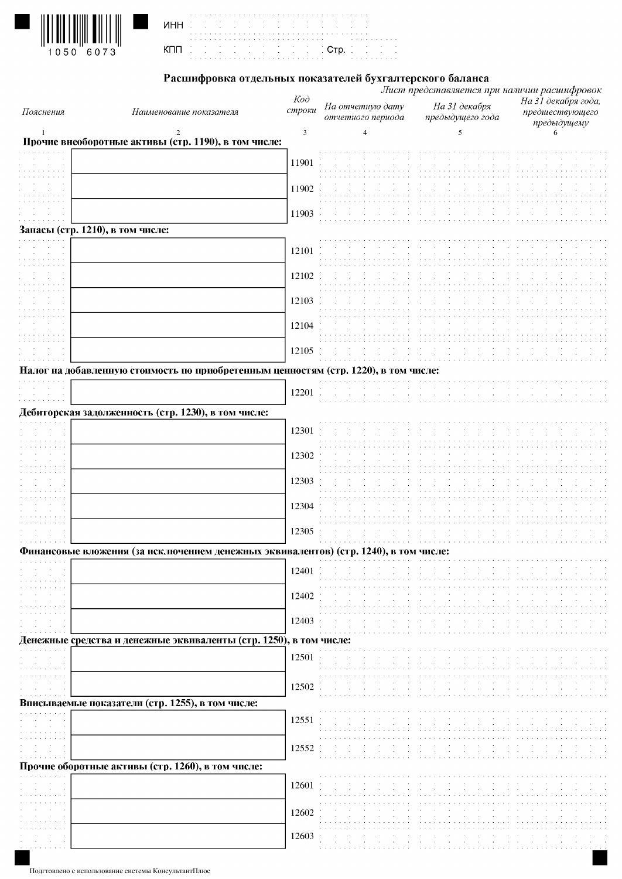ИНН

КПП Стр.

## Расшифровка отдельных показателей бухгалтерского баланса

*Лист представляется при наличии расшифровок*

| *Пояснения* | *Наименование показателя* | *Код строки* | *На отчетную дату отчетного периода* | *На 31 декабря предыдущего года* | *На 31 декабря года, предшествующего предыдущему* |
|---|---|---|---|---|---|
| 1 | 2 | 3 | 4 | 5 | 6 |
| **Прочие внеоборотные активы (стр. 1190), в том числе:** | | | | | |
| | | 11901 | | | |
| | | 11902 | | | |
| | | 11903 | | | |
| **Запасы (стр. 1210), в том числе:** | | | | | |
| | | 12101 | | | |
| | | 12102 | | | |
| | | 12103 | | | |
| | | 12104 | | | |
| | | 12105 | | | |
| **Налог на добавленную стоимость по приобретенным ценностям (стр. 1220), в том числе:** | | | | | |
| | | 12201 | | | |
| **Дебиторская задолженность (стр. 1230), в том числе:** | | | | | |
| | | 12301 | | | |
| | | 12302 | | | |
| | | 12303 | | | |
| | | 12304 | | | |
| | | 12305 | | | |
| **Финансовые вложения (за исключением денежных эквивалентов) (стр. 1240), в том числе:** | | | | | |
| | | 12401 | | | |
| | | 12402 | | | |
| | | 12403 | | | |
| **Денежные средства и денежные эквиваленты (стр. 1250), в том числе:** | | | | | |
| | | 12501 | | | |
| | | 12502 | | | |
| **Вписываемые показатели (стр. 1255), в том числе:** | | | | | |
| | | 12551 | | | |
| | | 12552 | | | |
| **Прочие оборотные активы (стр. 1260), в том числе:** | | | | | |
| | | 12601 | | | |
| | | 12602 | | | |
| | | 12603 | | | |

Подготовлено с использование системы КонсультантПлюс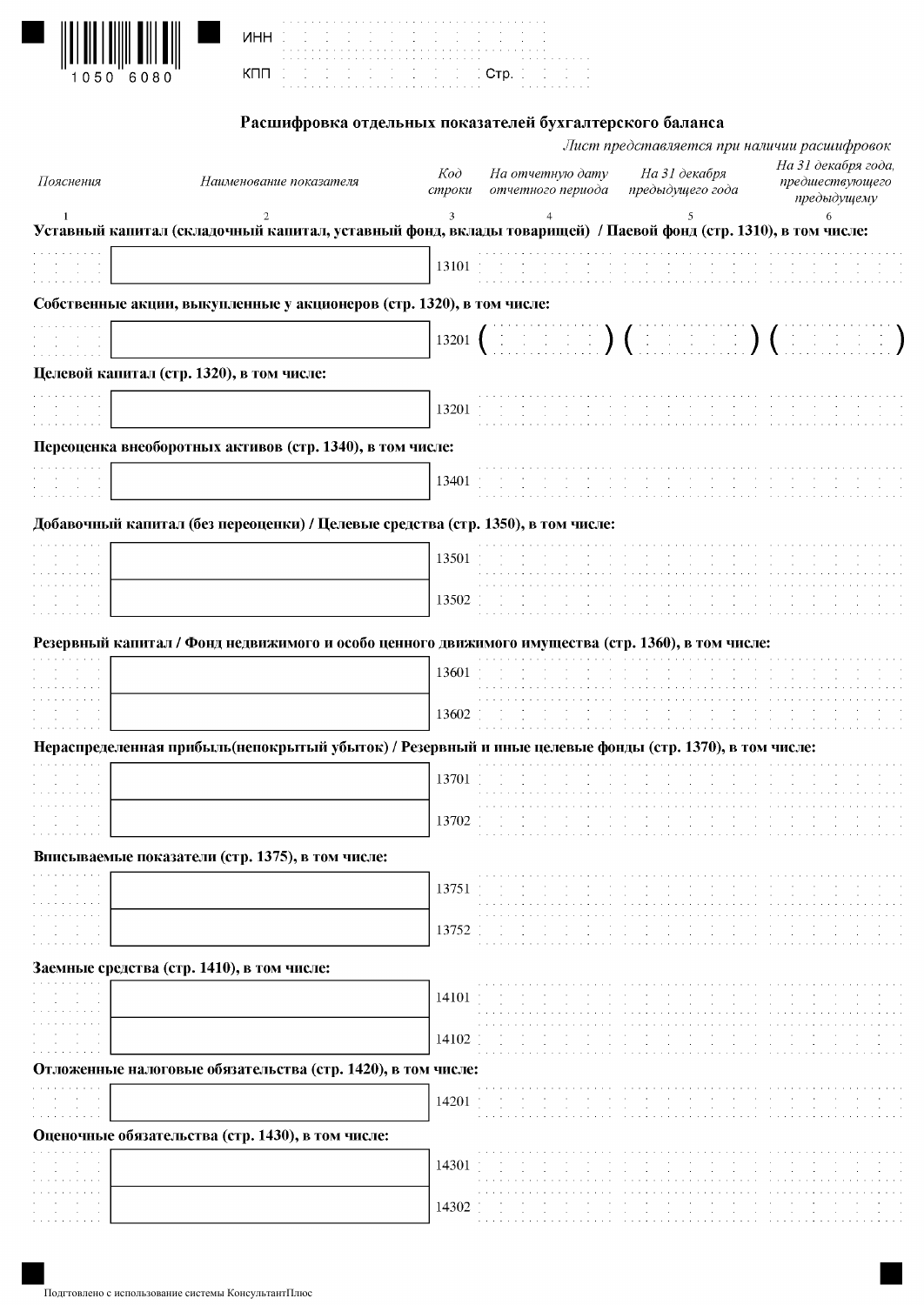ИНН

КПП Стр.

## Расшифровка отдельных показателей бухгалтерского баланса

*Лист представляется при наличии расшифровок*

| Пояснения | Наименование показателя | Код строки | На отчетную дату отчетного периода | На 31 декабря предыдущего года | На 31 декабря года, предшествующего предыдущему |
|---|---|---|---|---|---|
| 1 | 2 | 3 | 4 | 5 | 6 |
| **Уставный капитал (складочный капитал, уставный фонд, вклады товарищей) / Паевой фонд (стр. 1310), в том числе:** | | | | | |
| | | 13101 | | | |
| **Собственные акции, выкупленные у акционеров (стр. 1320), в том числе:** | | | | | |
| | | 13201 | ( ) | ( ) | ( ) |
| **Целевой капитал (стр. 1320), в том числе:** | | | | | |
| | | 13201 | | | |
| **Переоценка внеоборотных активов (стр. 1340), в том числе:** | | | | | |
| | | 13401 | | | |
| **Добавочный капитал (без переоценки) / Целевые средства (стр. 1350), в том числе:** | | | | | |
| | | 13501 | | | |
| | | 13502 | | | |
| **Резервный капитал / Фонд недвижимого и особо ценного движимого имущества (стр. 1360), в том числе:** | | | | | |
| | | 13601 | | | |
| | | 13602 | | | |
| **Нераспределенная прибыль(непокрытый убыток) / Резервный и иные целевые фонды (стр. 1370), в том числе:** | | | | | |
| | | 13701 | | | |
| | | 13702 | | | |
| **Вписываемые показатели (стр. 1375), в том числе:** | | | | | |
| | | 13751 | | | |
| | | 13752 | | | |
| **Заемные средства (стр. 1410), в том числе:** | | | | | |
| | | 14101 | | | |
| | | 14102 | | | |
| **Отложенные налоговые обязательства (стр. 1420), в том числе:** | | | | | |
| | | 14201 | | | |
| **Оценочные обязательства (стр. 1430), в том числе:** | | | | | |
| | | 14301 | | | |
| | | 14302 | | | |

Подгтовлено с использование системы КонсультантПлюс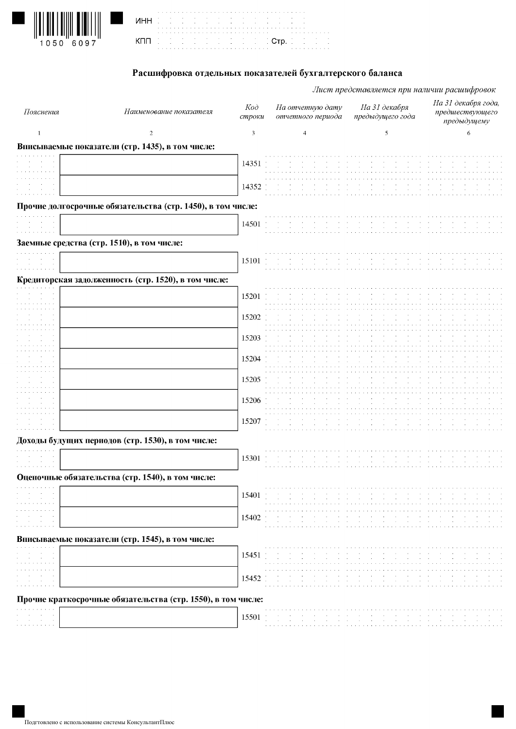ИНН

КПП Стр.

## Расшифровка отдельных показателей бухгалтерского баланса

*Лист представляется при наличии расшифровок*

| *Пояснения* | *Наименование показателя* | *Код строки* | *На отчетную дату отчетного периода* | *На 31 декабря предыдущего года* | *На 31 декабря года, предшествующего предыдущему* |
|---|---|---|---|---|---|
| 1 | 2 | 3 | 4 | 5 | 6 |
| **Вписываемые показатели (стр. 1435), в том числе:** | | | | | |
| | | 14351 | | | |
| | | 14352 | | | |
| **Прочие долгосрочные обязательства (стр. 1450), в том числе:** | | | | | |
| | | 14501 | | | |
| **Заемные средства (стр. 1510), в том числе:** | | | | | |
| | | 15101 | | | |
| **Кредиторская задолженность (стр. 1520), в том числе:** | | | | | |
| | | 15201 | | | |
| | | 15202 | | | |
| | | 15203 | | | |
| | | 15204 | | | |
| | | 15205 | | | |
| | | 15206 | | | |
| | | 15207 | | | |
| **Доходы будущих периодов (стр. 1530), в том числе:** | | | | | |
| | | 15301 | | | |
| **Оценочные обязательства (стр. 1540), в том числе:** | | | | | |
| | | 15401 | | | |
| | | 15402 | | | |
| **Вписываемые показатели (стр. 1545), в том числе:** | | | | | |
| | | 15451 | | | |
| | | 15452 | | | |
| **Прочие краткосрочные обязательства (стр. 1550), в том числе:** | | | | | |
| | | 15501 | | | |

Подготовлено с использование системы КонсультантПлюс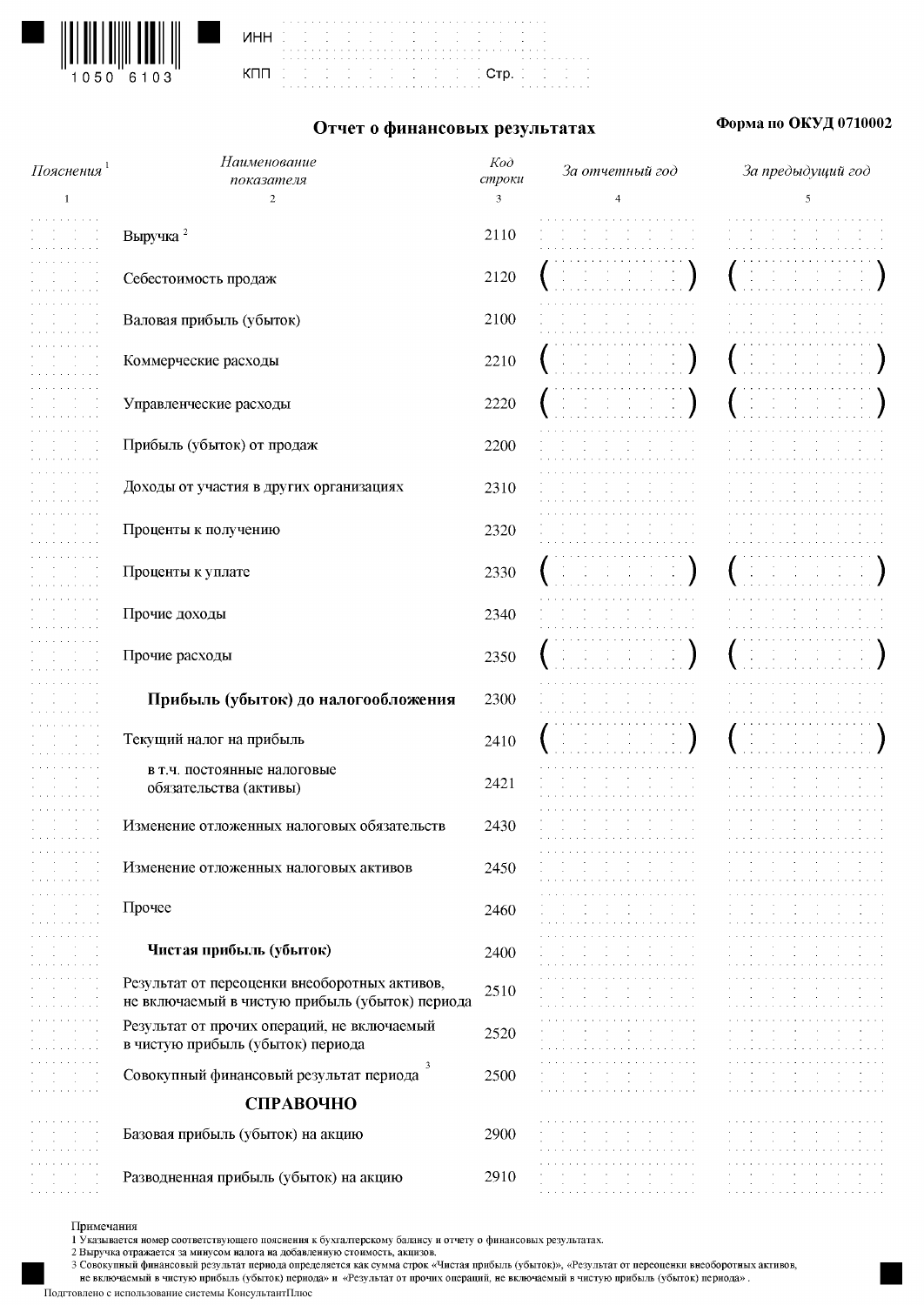1050 6103

ИНН

КПП Стр.

## Отчет о финансовых результатах

**Форма по ОКУД 0710002**

| *Пояснения* [1] | *Наименование показателя* | *Код строки* | *За отчетный год* | *За предыдущий год* |
|---|---|---|---|---|
| 1 | 2 | 3 | 4 | 5 |
| | Выручка [2] | 2110 | | |
| | Себестоимость продаж | 2120 | ( ) | ( ) |
| | Валовая прибыль (убыток) | 2100 | | |
| | Коммерческие расходы | 2210 | ( ) | ( ) |
| | Управленческие расходы | 2220 | ( ) | ( ) |
| | Прибыль (убыток) от продаж | 2200 | | |
| | Доходы от участия в других организациях | 2310 | | |
| | Проценты к получению | 2320 | | |
| | Проценты к уплате | 2330 | ( ) | ( ) |
| | Прочие доходы | 2340 | | |
| | Прочие расходы | 2350 | ( ) | ( ) |
| | **Прибыль (убыток) до налогообложения** | 2300 | | |
| | Текущий налог на прибыль | 2410 | ( ) | ( ) |
| | в т.ч. постоянные налоговые обязательства (активы) | 2421 | | |
| | Изменение отложенных налоговых обязательств | 2430 | | |
| | Изменение отложенных налоговых активов | 2450 | | |
| | Прочее | 2460 | | |
| | **Чистая прибыль (убыток)** | 2400 | | |
| | Результат от переоценки внеоборотных активов, не включаемый в чистую прибыль (убыток) периода | 2510 | | |
| | Результат от прочих операций, не включаемый в чистую прибыль (убыток) периода | 2520 | | |
| | Совокупный финансовый результат периода [3] | 2500 | | |
| | **СПРАВОЧНО** | | | |
| | Базовая прибыль (убыток) на акцию | 2900 | | |
| | Разводненная прибыль (убыток) на акцию | 2910 | | |

Примечания

1 Указывается номер соответствующего пояснения к бухгалтерскому балансу и отчету о финансовых результатах.

2 Выручка отражается за минусом налога на добавленную стоимость, акцизов.

3 Совокупный финансовый результат периода определяется как сумма строк «Чистая прибыль (убыток)», «Результат от переоценки внеоборотных активов, не включаемый в чистую прибыль (убыток) периода» и «Результат от прочих операций, не включаемый в чистую прибыль (убыток) периода».

Подготовлено с использованием системы КонсультантПлюс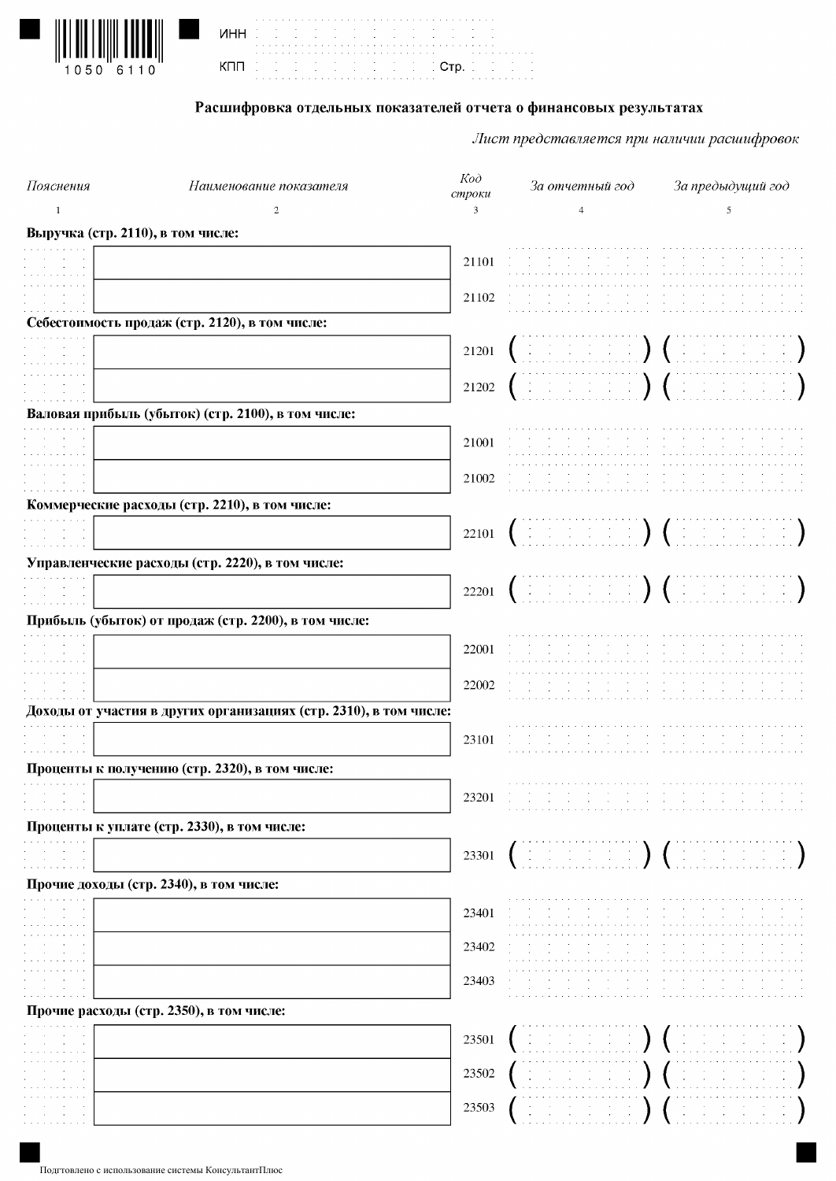ИНН

КПП　　　　　　Стр.

## Расшифровка отдельных показателей отчета о финансовых результатах

*Лист представляется при наличии расшифровок*

| *Пояснения* | *Наименование показателя* | *Код строки* | *За отчетный год* | *За предыдущий год* |
|---|---|---|---|---|
| 1 | 2 | 3 | 4 | 5 |
| | **Выручка (стр. 2110), в том числе:** | | | |
| | | 21101 | | |
| | | 21102 | | |
| | **Себестоимость продаж (стр. 2120), в том числе:** | | | |
| | | 21201 | ( ) | ( ) |
| | | 21202 | ( ) | ( ) |
| | **Валовая прибыль (убыток) (стр. 2100), в том числе:** | | | |
| | | 21001 | | |
| | | 21002 | | |
| | **Коммерческие расходы (стр. 2210), в том числе:** | | | |
| | | 22101 | ( ) | ( ) |
| | **Управленческие расходы (стр. 2220), в том числе:** | | | |
| | | 22201 | ( ) | ( ) |
| | **Прибыль (убыток) от продаж (стр. 2200), в том числе:** | | | |
| | | 22001 | | |
| | | 22002 | | |
| | **Доходы от участия в других организациях (стр. 2310), в том числе:** | | | |
| | | 23101 | | |
| | **Проценты к получению (стр. 2320), в том числе:** | | | |
| | | 23201 | | |
| | **Проценты к уплате (стр. 2330), в том числе:** | | | |
| | | 23301 | ( ) | ( ) |
| | **Прочие доходы (стр. 2340), в том числе:** | | | |
| | | 23401 | | |
| | | 23402 | | |
| | | 23403 | | |
| | **Прочие расходы (стр. 2350), в том числе:** | | | |
| | | 23501 | ( ) | ( ) |
| | | 23502 | ( ) | ( ) |
| | | 23503 | ( ) | ( ) |

Подготовлено с использование системы КонсультантПлюс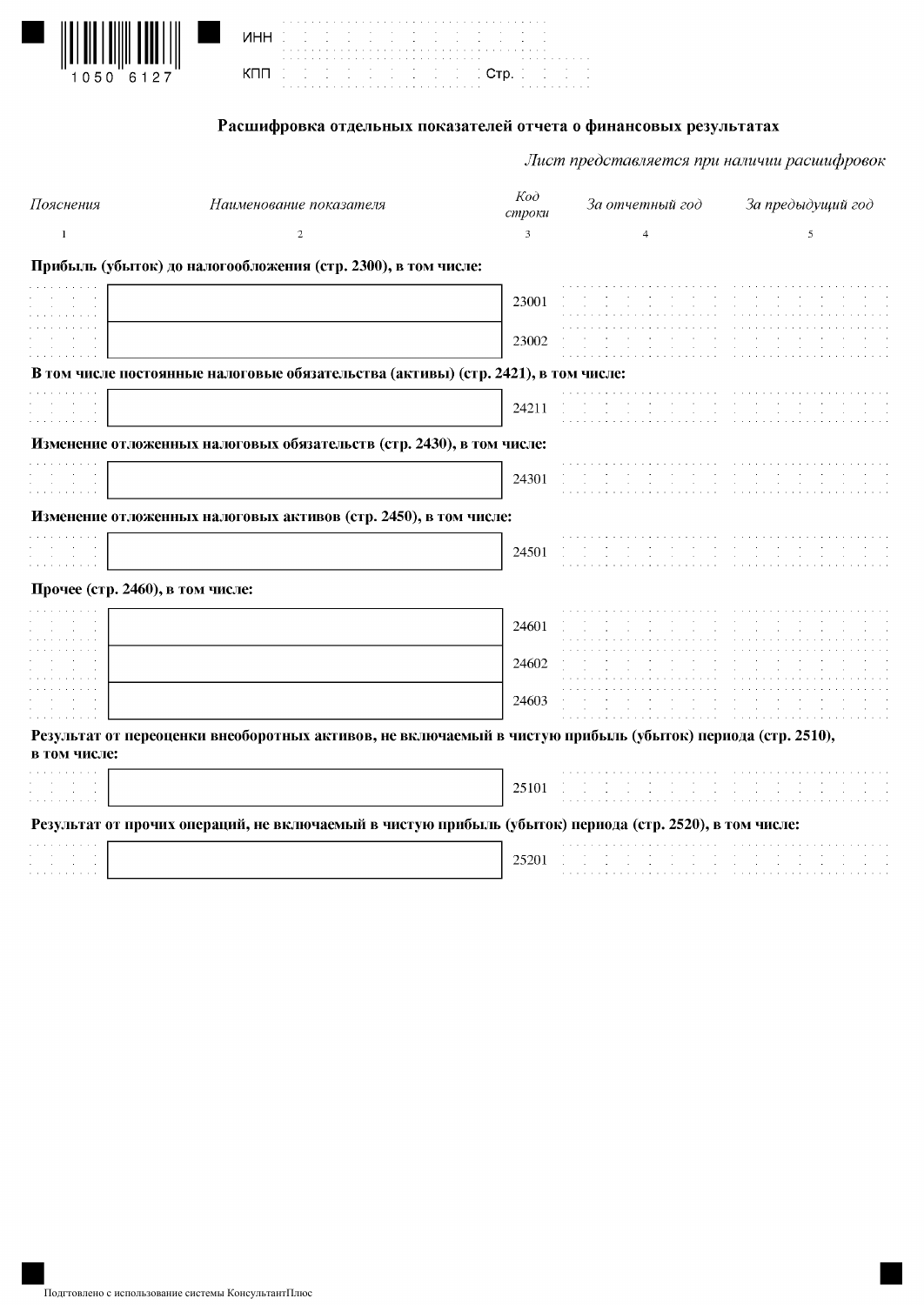ИНН

КПП Стр.

## Расшифровка отдельных показателей отчета о финансовых результатах

*Лист представляется при наличии расшифровок*

| *Пояснения* | *Наименование показателя* | *Код строки* | *За отчетный год* | *За предыдущий год* |
|---|---|---|---|---|
| 1 | 2 | 3 | 4 | 5 |
| | **Прибыль (убыток) до налогообложения (стр. 2300), в том числе:** | | | |
| | | 23001 | | |
| | | 23002 | | |
| | **В том числе постоянные налоговые обязательства (активы) (стр. 2421), в том числе:** | | | |
| | | 24211 | | |
| | **Изменение отложенных налоговых обязательств (стр. 2430), в том числе:** | | | |
| | | 24301 | | |
| | **Изменение отложенных налоговых активов (стр. 2450), в том числе:** | | | |
| | | 24501 | | |
| | **Прочее (стр. 2460), в том числе:** | | | |
| | | 24601 | | |
| | | 24602 | | |
| | | 24603 | | |
| | **Результат от переоценки внеоборотных активов, не включаемый в чистую прибыль (убыток) периода (стр. 2510), в том числе:** | | | |
| | | 25101 | | |
| | **Результат от прочих операций, не включаемый в чистую прибыль (убыток) периода (стр. 2520), в том числе:** | | | |
| | | 25201 | | |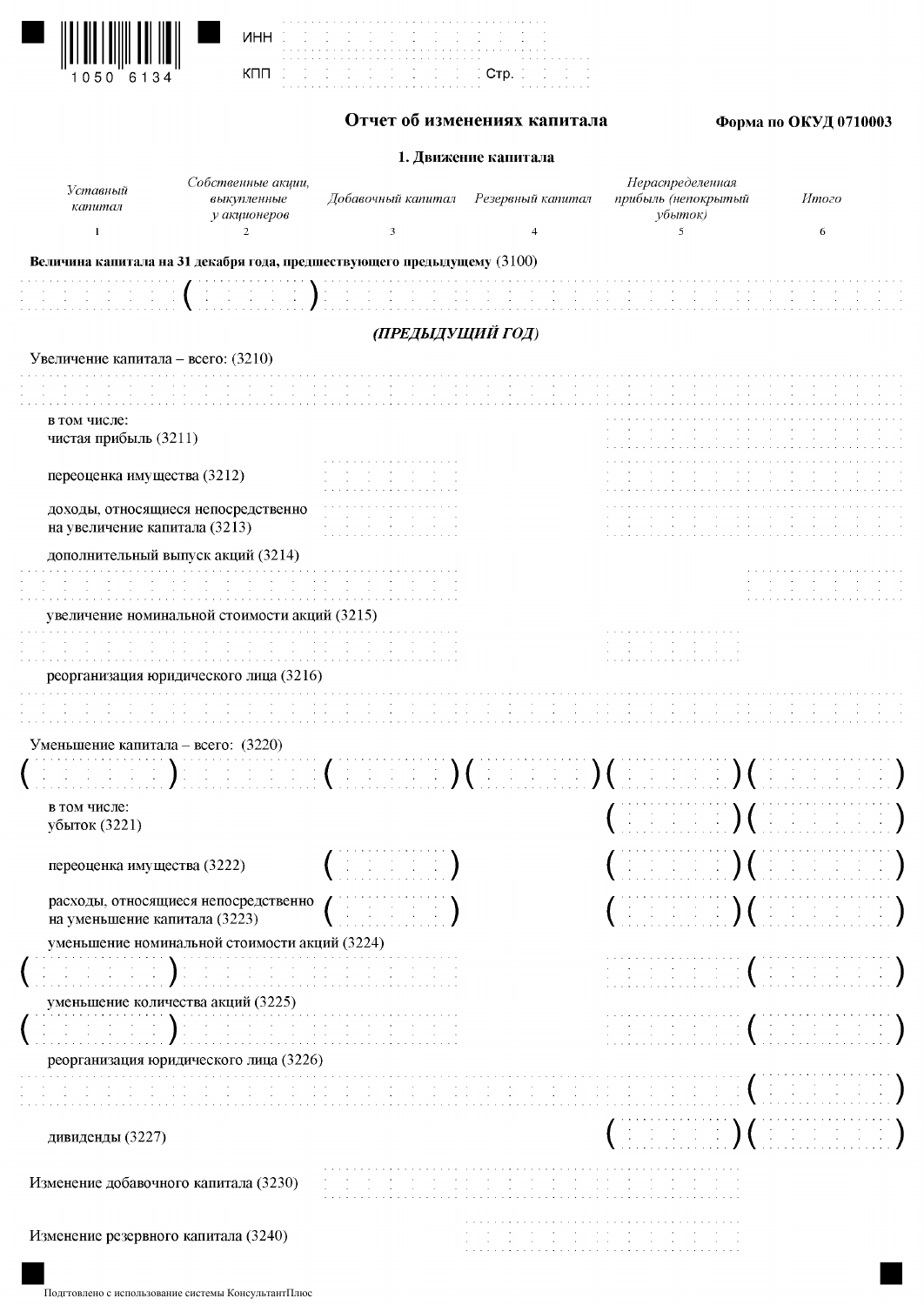ИНН

КПП Стр.

## Отчет об изменениях капитала

**Форма по ОКУД 0710003**

### 1. Движение капитала

| | *Уставный капитал* | *Собственные акции, выкупленные у акционеров* | *Добавочный капитал* | *Резервный капитал* | *Нераспределенная прибыль (непокрытый убыток)* | *Итого* |
|---|---|---|---|---|---|---|
| | 1 | 2 | 3 | 4 | 5 | 6 |
| **Величина капитала на 31 декабря года, предшествующего предыдущему** (3100) | | ( ) | | | | |
| ***(ПРЕДЫДУЩИЙ ГОД)*** | | | | | | |
| Увеличение капитала – всего: (3210) | | | | | | |
| в том числе: чистая прибыль (3211) | | | | | | |
| переоценка имущества (3212) | | | | | | |
| доходы, относящиеся непосредственно на увеличение капитала (3213) | | | | | | |
| дополнительный выпуск акций (3214) | | | | | | |
| увеличение номинальной стоимости акций (3215) | | | | | | |
| реорганизация юридического лица (3216) | | | | | | |
| Уменьшение капитала – всего: (3220) | ( ) | | ( ) | ( ) | ( ) | ( ) |
| в том числе: убыток (3221) | | | | | ( ) | ( ) |
| переоценка имущества (3222) | | | ( ) | | ( ) | ( ) |
| расходы, относящиеся непосредственно на уменьшение капитала (3223) | | | ( ) | | ( ) | ( ) |
| уменьшение номинальной стоимости акций (3224) | ( ) | | | | | ( ) |
| уменьшение количества акций (3225) | ( ) | | | | | ( ) |
| реорганизация юридического лица (3226) | | | | | | ( ) |
| дивиденды (3227) | | | | | ( ) | ( ) |
| Изменение добавочного капитала (3230) | | | | | | |
| Изменение резервного капитала (3240) | | | | | | |

Подготовлено с использованием системы КонсультантПлюс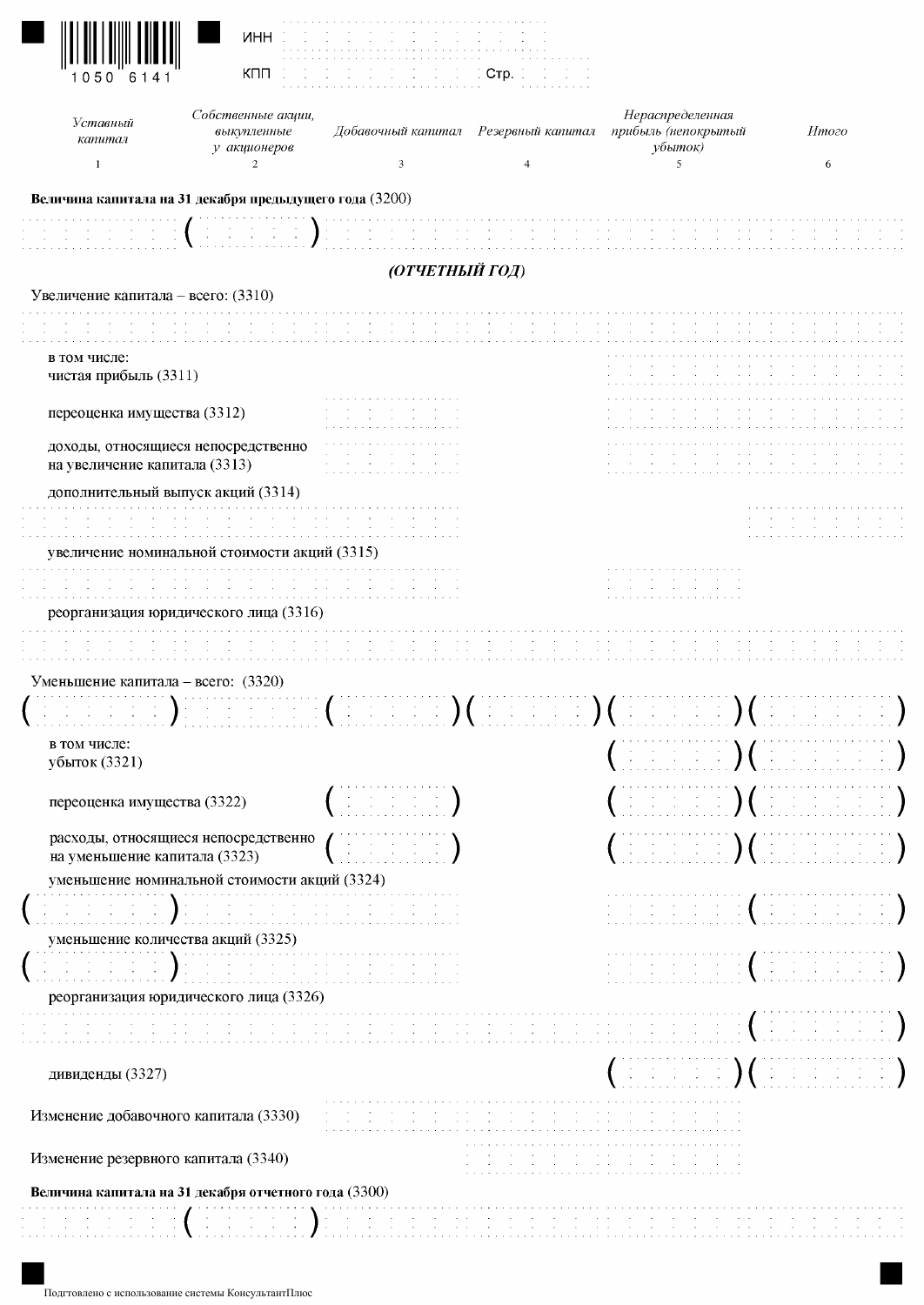ИНН

КПП Стр.

| Уставный капитал | Собственные акции, выкупленные у акционеров | Добавочный капитал | Резервный капитал | Нераспределенная прибыль (непокрытый убыток) | Итого |
|---|---|---|---|---|---|
| 1 | 2 | 3 | 4 | 5 | 6 |
| **Величина капитала на 31 декабря предыдущего года** (3200) | | | | | |
| | ( ) | | | | |
| ***(ОТЧЕТНЫЙ ГОД)*** | | | | | |
| Увеличение капитала – всего: (3310) | | | | | |
| | | | | | |
| в том числе: чистая прибыль (3311) | | | | | |
| переоценка имущества (3312) | | | | | |
| доходы, относящиеся непосредственно на увеличение капитала (3313) | | | | | |
| дополнительный выпуск акций (3314) | | | | | |
| | | | | | |
| увеличение номинальной стоимости акций (3315) | | | | | |
| | | | | | |
| реорганизация юридического лица (3316) | | | | | |
| | | | | | |
| Уменьшение капитала – всего: (3320) | | | | | |
| ( ) | | ( ) | ( ) | ( ) | ( ) |
| в том числе: убыток (3321) | | | | ( ) | ( ) |
| переоценка имущества (3322) | | ( ) | | ( ) | ( ) |
| расходы, относящиеся непосредственно на уменьшение капитала (3323) | | ( ) | | ( ) | ( ) |
| уменьшение номинальной стоимости акций (3324) | | | | | |
| ( ) | | | | | ( ) |
| уменьшение количества акций (3325) | | | | | |
| ( ) | | | | | ( ) |
| реорганизация юридического лица (3326) | | | | | |
| | | | | | ( ) |
| дивиденды (3327) | | | | ( ) | ( ) |
| Изменение добавочного капитала (3330) | | | | | |
| Изменение резервного капитала (3340) | | | | | |
| **Величина капитала на 31 декабря отчетного года** (3300) | | | | | |
| | ( ) | | | | |

Подготовлено с использование системы КонсультантПлюс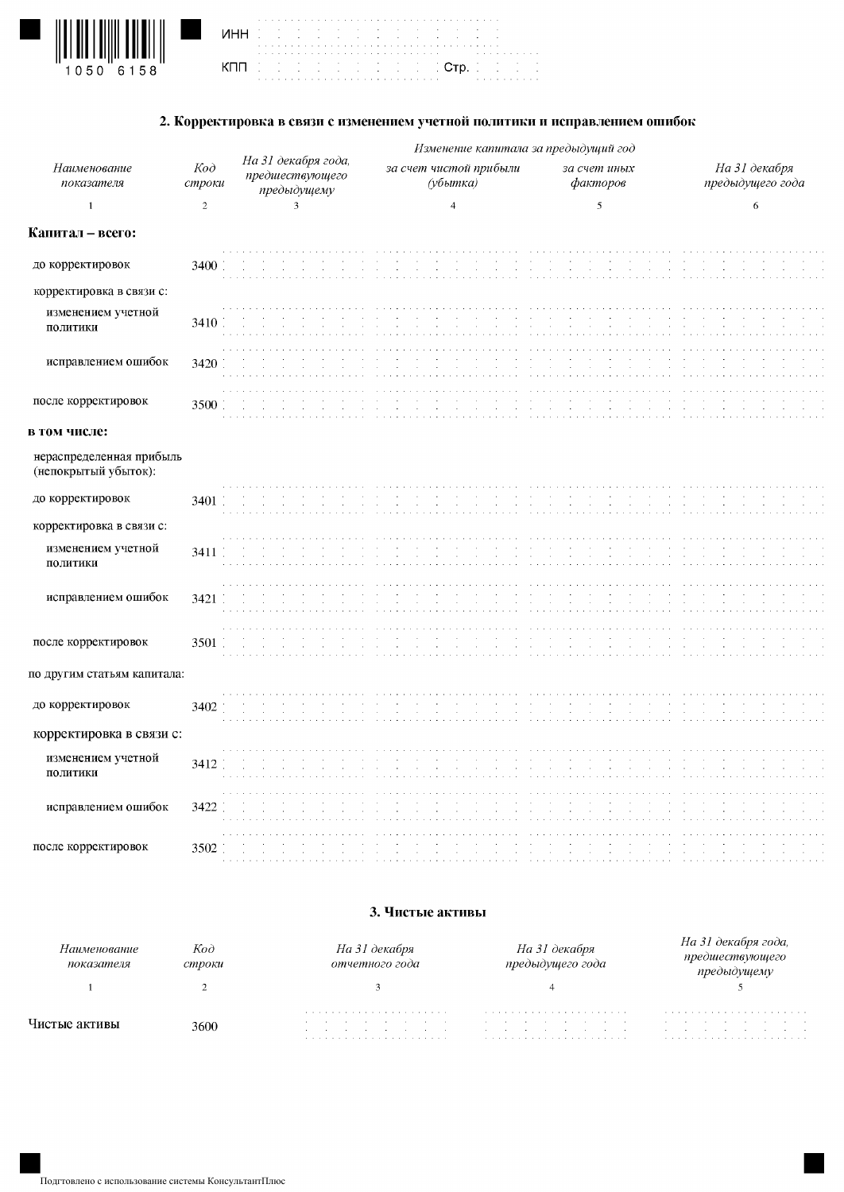ИНН

КПП Стр.

## 2. Корректировка в связи с изменением учетной политики и исправлением ошибок

| Наименование показателя | Код строки | На 31 декабря года, предшествующего предыдущему | Изменение капитала за предыдущий год | | На 31 декабря предыдущего года |
|---|---|---|---|---|---|
| | | | за счет чистой прибыли (убытка) | за счет иных факторов | |
| 1 | 2 | 3 | 4 | 5 | 6 |
| **Капитал – всего:** | | | | | |
| до корректировок | 3400 | | | | |
| корректировка в связи с: | | | | | |
| изменением учетной политики | 3410 | | | | |
| исправлением ошибок | 3420 | | | | |
| после корректировок | 3500 | | | | |
| **в том числе:** | | | | | |
| нераспределенная прибыль (непокрытый убыток): | | | | | |
| до корректировок | 3401 | | | | |
| корректировка в связи с: | | | | | |
| изменением учетной политики | 3411 | | | | |
| исправлением ошибок | 3421 | | | | |
| после корректировок | 3501 | | | | |
| по другим статьям капитала: | | | | | |
| до корректировок | 3402 | | | | |
| корректировка в связи с: | | | | | |
| изменением учетной политики | 3412 | | | | |
| исправлением ошибок | 3422 | | | | |
| после корректировок | 3502 | | | | |

## 3. Чистые активы

| Наименование показателя | Код строки | На 31 декабря отчетного года | На 31 декабря предыдущего года | На 31 декабря года, предшествующего предыдущему |
|---|---|---|---|---|
| 1 | 2 | 3 | 4 | 5 |
| Чистые активы | 3600 | | | |

Подготовлено с использование системы КонсультантПлюс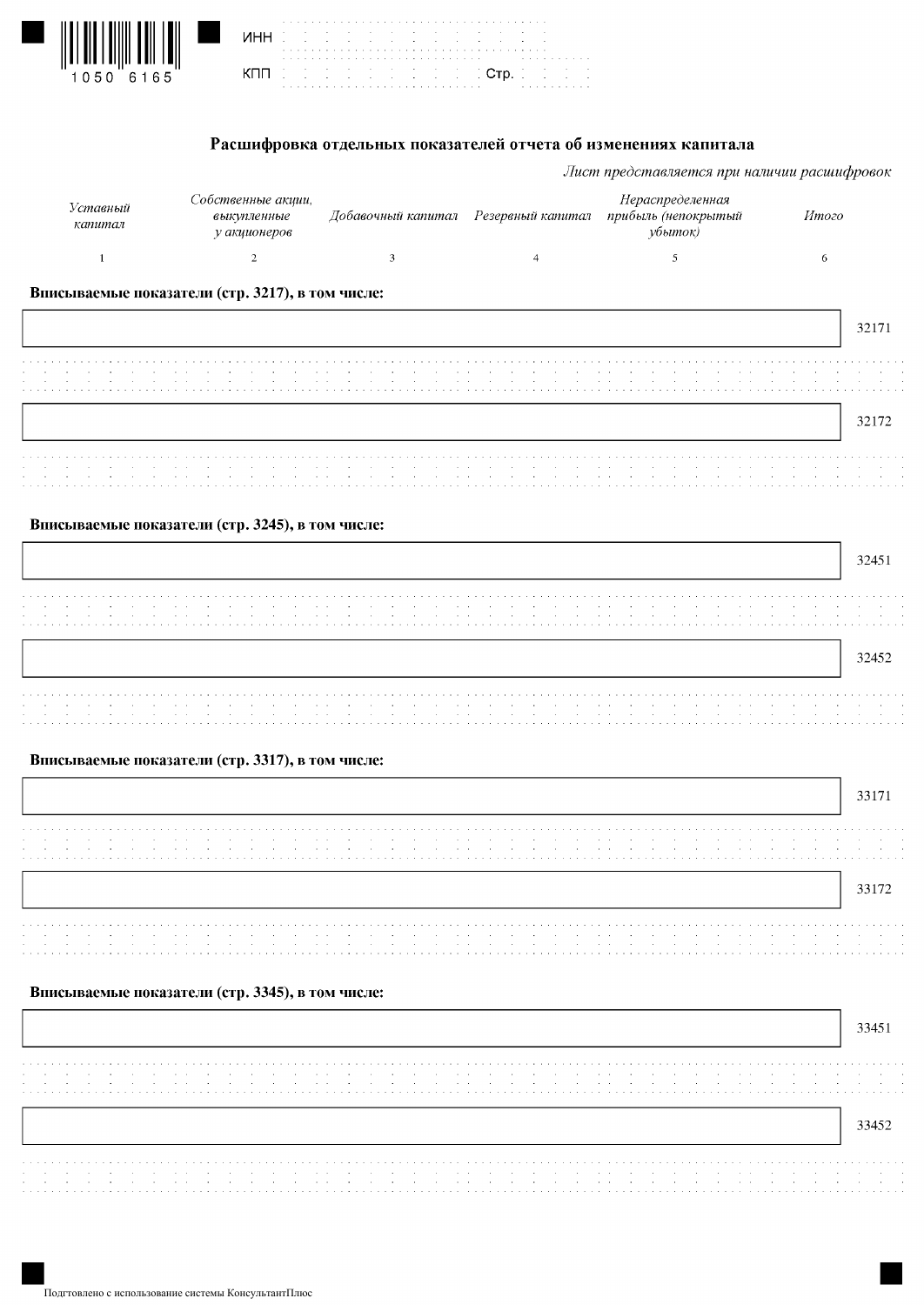ИНН

КПП Стр.

## Расшифровка отдельных показателей отчета об изменениях капитала

*Лист представляется при наличии расшифровок*

| *Уставный капитал* | *Собственные акции, выкупленные у акционеров* | *Добавочный капитал* | *Резервный капитал* | *Нераспределенная прибыль (непокрытый убыток)* | *Итого* | |
|---|---|---|---|---|---|---|
| 1 | 2 | 3 | 4 | 5 | 6 | |
| **Вписываемые показатели (стр. 3217), в том числе:** | | | | | | |
| | | | | | | 32171 |
| | | | | | | |
| | | | | | | 32172 |
| | | | | | | |
| **Вписываемые показатели (стр. 3245), в том числе:** | | | | | | |
| | | | | | | 32451 |
| | | | | | | |
| | | | | | | 32452 |
| | | | | | | |
| **Вписываемые показатели (стр. 3317), в том числе:** | | | | | | |
| | | | | | | 33171 |
| | | | | | | |
| | | | | | | 33172 |
| | | | | | | |
| **Вписываемые показатели (стр. 3345), в том числе:** | | | | | | |
| | | | | | | 33451 |
| | | | | | | |
| | | | | | | 33452 |
| | | | | | | |

Подготовлено с использование системы КонсультантПлюс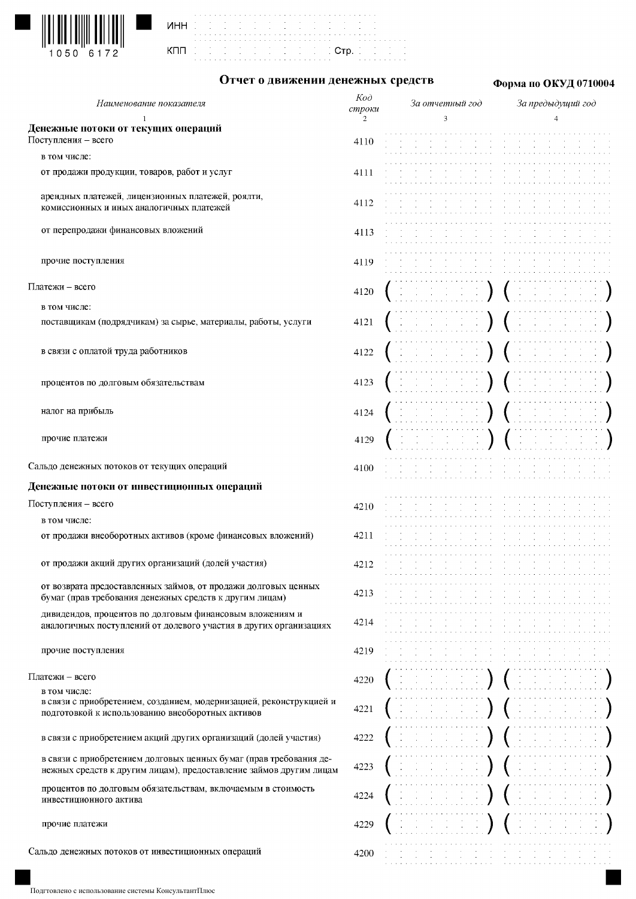ИНН

КПП Стр.

## Отчет о движении денежных средств

**Форма по ОКУД 0710004**

| *Наименование показателя* | *Код строки* | *За отчетный год* | *За предыдущий год* |
|---|---|---|---|
| 1 | 2 | 3 | 4 |
| **Денежные потоки от текущих операций** | | | |
| Поступления – всего | 4110 | | |
| в том числе: | | | |
| от продажи продукции, товаров, работ и услуг | 4111 | | |
| арендных платежей, лицензионных платежей, роялти, комиссионных и иных аналогичных платежей | 4112 | | |
| от перепродажи финансовых вложений | 4113 | | |
| прочие поступления | 4119 | | |
| Платежи – всего | 4120 | ( ) | ( ) |
| в том числе: | | | |
| поставщикам (подрядчикам) за сырье, материалы, работы, услуги | 4121 | ( ) | ( ) |
| в связи с оплатой труда работников | 4122 | ( ) | ( ) |
| процентов по долговым обязательствам | 4123 | ( ) | ( ) |
| налог на прибыль | 4124 | ( ) | ( ) |
| прочие платежи | 4129 | ( ) | ( ) |
| Сальдо денежных потоков от текущих операций | 4100 | | |
| **Денежные потоки от инвестиционных операций** | | | |
| Поступления – всего | 4210 | | |
| в том числе: | | | |
| от продажи внеоборотных активов (кроме финансовых вложений) | 4211 | | |
| от продажи акций других организаций (долей участия) | 4212 | | |
| от возврата предоставленных займов, от продажи долговых ценных бумаг (прав требования денежных средств к другим лицам) | 4213 | | |
| дивидендов, процентов по долговым финансовым вложениям и аналогичных поступлений от долевого участия в других организациях | 4214 | | |
| прочие поступления | 4219 | | |
| Платежи – всего | 4220 | ( ) | ( ) |
| в том числе: | | | |
| в связи с приобретением, созданием, модернизацией, реконструкцией и подготовкой к использованию внеоборотных активов | 4221 | ( ) | ( ) |
| в связи с приобретением акций других организаций (долей участия) | 4222 | ( ) | ( ) |
| в связи с приобретением долговых ценных бумаг (прав требования денежных средств к другим лицам), предоставление займов другим лицам | 4223 | ( ) | ( ) |
| процентов по долговым обязательствам, включаемым в стоимость инвестиционного актива | 4224 | ( ) | ( ) |
| прочие платежи | 4229 | ( ) | ( ) |
| Сальдо денежных потоков от инвестиционных операций | 4200 | | |

Подготовлено с использование системы КонсультантПлюс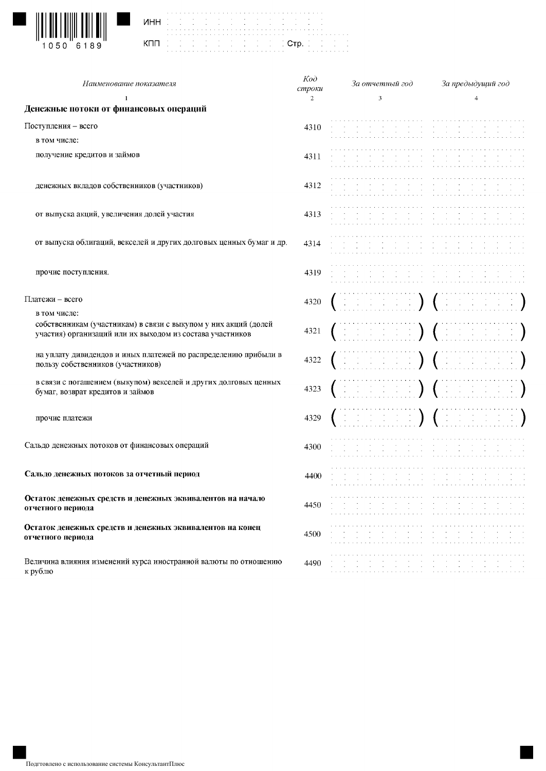ИНН

КПП Стр.

| *Наименование показателя* | *Код строки* | *За отчетный год* | *За предыдущий год* |
|---|---|---|---|
| 1 | 2 | 3 | 4 |
| **Денежные потоки от финансовых операций** | | | |
| Поступления – всего | 4310 | | |
| в том числе: | | | |
| получение кредитов и займов | 4311 | | |
| денежных вкладов собственников (участников) | 4312 | | |
| от выпуска акций, увеличения долей участия | 4313 | | |
| от выпуска облигаций, векселей и других долговых ценных бумаг и др. | 4314 | | |
| прочие поступления. | 4319 | | |
| Платежи – всего | 4320 | ( ) | ( ) |
| в том числе: | | | |
| собственникам (участникам) в связи с выкупом у них акций (долей участия) организаций или их выходом из состава участников | 4321 | ( ) | ( ) |
| на уплату дивидендов и иных платежей по распределению прибыли в пользу собственников (участников) | 4322 | ( ) | ( ) |
| в связи с погашением (выкупом) векселей и других долговых ценных бумаг, возврат кредитов и займов | 4323 | ( ) | ( ) |
| прочие платежи | 4329 | ( ) | ( ) |
| Сальдо денежных потоков от финансовых операций | 4300 | | |
| **Сальдо денежных потоков за отчетный период** | 4400 | | |
| **Остаток денежных средств и денежных эквивалентов на начало отчетного периода** | 4450 | | |
| **Остаток денежных средств и денежных эквивалентов на конец отчетного периода** | 4500 | | |
| Величина влияния изменений курса иностранной валюты по отношению к рублю | 4490 | | |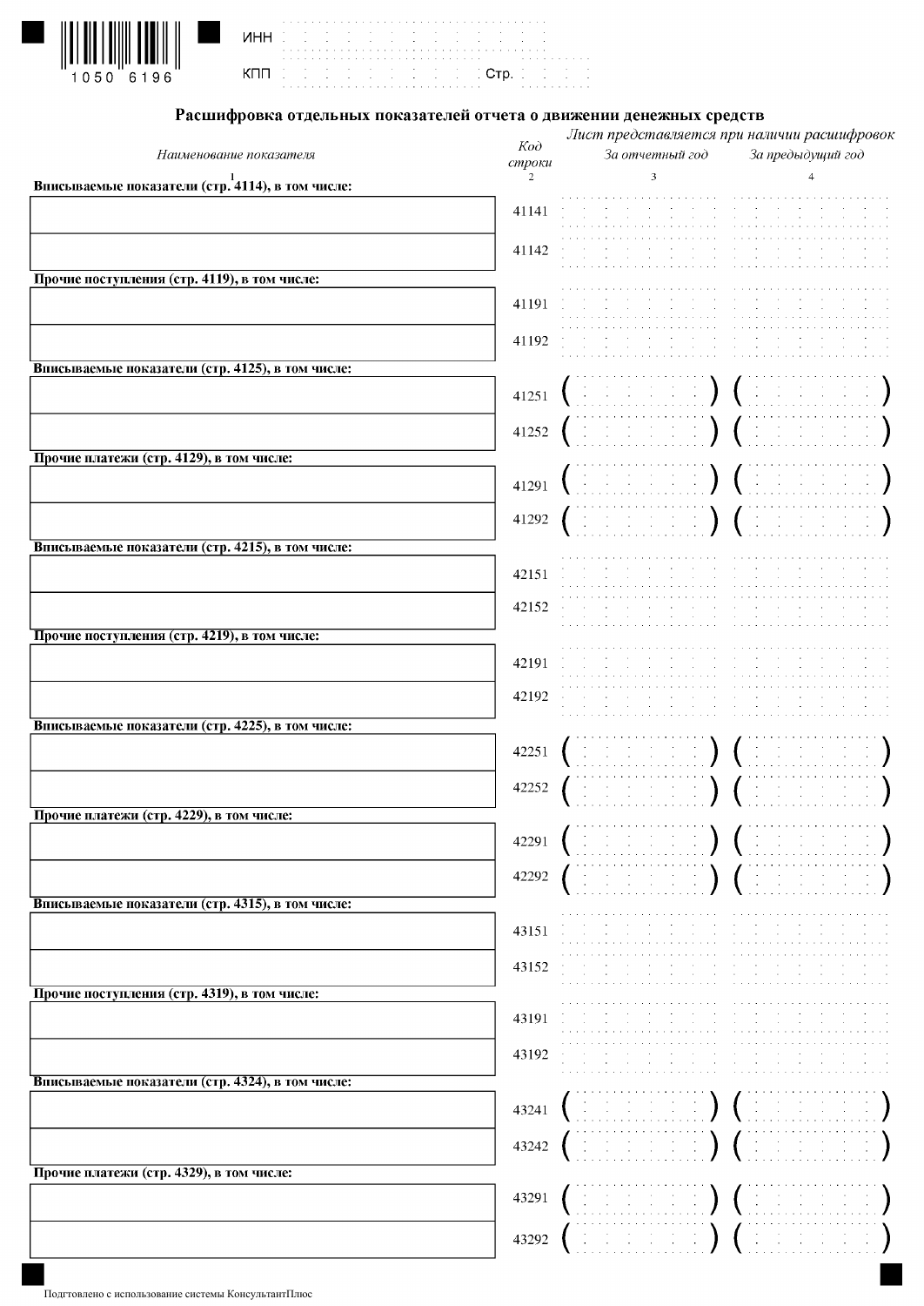1050 6196

ИНН

КПП Стр.

## Расшифровка отдельных показателей отчета о движении денежных средств

*Лист представляется при наличии расшифровок*

| *Наименование показателя* | *Код строки* | *За отчетный год* | *За предыдущий год* |
|---|---|---|---|
| 1 | 2 | 3 | 4 |
| **Вписываемые показатели (стр. 4114), в том числе:** | | | |
| | 41141 | | |
| | 41142 | | |
| **Прочие поступления (стр. 4119), в том числе:** | | | |
| | 41191 | | |
| | 41192 | | |
| **Вписываемые показатели (стр. 4125), в том числе:** | | | |
| | 41251 | ( ) | ( ) |
| | 41252 | ( ) | ( ) |
| **Прочие платежи (стр. 4129), в том числе:** | | | |
| | 41291 | ( ) | ( ) |
| | 41292 | ( ) | ( ) |
| **Вписываемые показатели (стр. 4215), в том числе:** | | | |
| | 42151 | | |
| | 42152 | | |
| **Прочие поступления (стр. 4219), в том числе:** | | | |
| | 42191 | | |
| | 42192 | | |
| **Вписываемые показатели (стр. 4225), в том числе:** | | | |
| | 42251 | ( ) | ( ) |
| | 42252 | ( ) | ( ) |
| **Прочие платежи (стр. 4229), в том числе:** | | | |
| | 42291 | ( ) | ( ) |
| | 42292 | ( ) | ( ) |
| **Вписываемые показатели (стр. 4315), в том числе:** | | | |
| | 43151 | | |
| | 43152 | | |
| **Прочие поступления (стр. 4319), в том числе:** | | | |
| | 43191 | | |
| | 43192 | | |
| **Вписываемые показатели (стр. 4324), в том числе:** | | | |
| | 43241 | ( ) | ( ) |
| | 43242 | ( ) | ( ) |
| **Прочие платежи (стр. 4329), в том числе:** | | | |
| | 43291 | ( ) | ( ) |
| | 43292 | ( ) | ( ) |

Подготовлено с использование системы КонсультантПлюс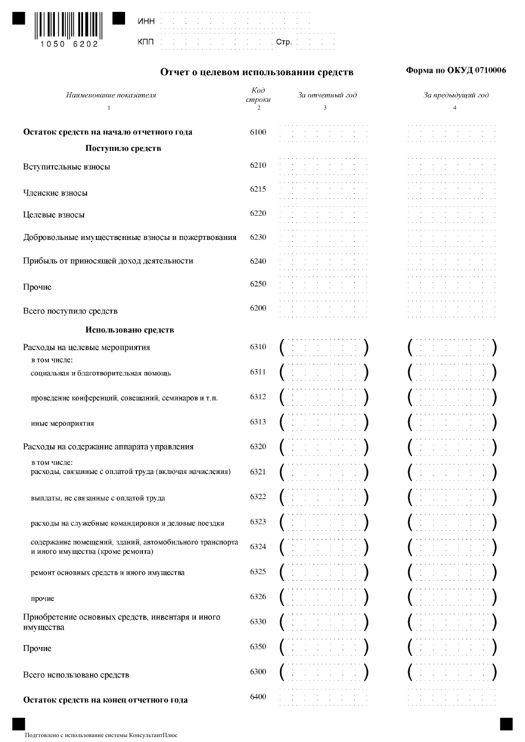ИНН

КПП Стр.

# Отчет о целевом использовании средств

**Форма по ОКУД 0710006**

| *Наименование показателя* | *Код строки* | *За отчетный год* | *За предыдущий год* |
|---|---|---|---|
| 1 | 2 | 3 | 4 |
| **Остаток средств на начало отчетного года** | 6100 | | |
| **Поступило средств** | | | |
| Вступительные взносы | 6210 | | |
| Членские взносы | 6215 | | |
| Целевые взносы | 6220 | | |
| Добровольные имущественные взносы и пожертвования | 6230 | | |
| Прибыль от приносящей доход деятельности | 6240 | | |
| Прочие | 6250 | | |
| Всего поступило средств | 6200 | | |
| **Использовано средств** | | | |
| Расходы на целевые мероприятия | 6310 | ( ) | ( ) |
| в том числе: социальная и благотворительная помощь | 6311 | ( ) | ( ) |
| проведение конференций, совещаний, семинаров и т.п. | 6312 | ( ) | ( ) |
| иные мероприятия | 6313 | ( ) | ( ) |
| Расходы на содержание аппарата управления | 6320 | ( ) | ( ) |
| в том числе: расходы, связанные с оплатой труда (включая начисления) | 6321 | ( ) | ( ) |
| выплаты, не связанные с оплатой труда | 6322 | ( ) | ( ) |
| расходы на служебные командировки и деловые поездки | 6323 | ( ) | ( ) |
| содержание помещений, зданий, автомобильного транспорта и иного имущества (кроме ремонта) | 6324 | ( ) | ( ) |
| ремонт основных средств и иного имущества | 6325 | ( ) | ( ) |
| прочие | 6326 | ( ) | ( ) |
| Приобретение основных средств, инвентаря и иного имущества | 6330 | ( ) | ( ) |
| Прочие | 6350 | ( ) | ( ) |
| Всего использовано средств | 6300 | ( ) | ( ) |
| **Остаток средств на конец отчетного года** | 6400 | | |

Подготовлено с использование системы КонсультантПлюс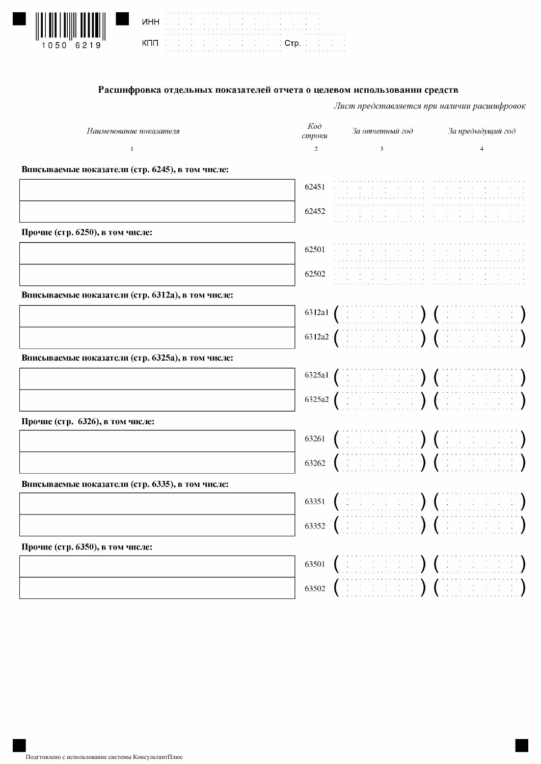1050 6219

ИНН

КПП Стр.

## Расшифровка отдельных показателей отчета о целевом использовании средств

*Лист представляется при наличии расшифровок*

| *Наименование показателя* | *Код строки* | *За отчетный год* | *За предыдущий год* |
|---|---|---|---|
| 1 | 2 | 3 | 4 |
| **Вписываемые показатели (стр. 6245), в том числе:** | | | |
| | 62451 | | |
| | 62452 | | |
| **Прочие (стр. 6250), в том числе:** | | | |
| | 62501 | | |
| | 62502 | | |
| **Вписываемые показатели (стр. 6312а), в том числе:** | | | |
| | 6312а1 | ( ) | ( ) |
| | 6312а2 | ( ) | ( ) |
| **Вписываемые показатели (стр. 6325а), в том числе:** | | | |
| | 6325а1 | ( ) | ( ) |
| | 6325а2 | ( ) | ( ) |
| **Прочие (стр. 6326), в том числе:** | | | |
| | 63261 | ( ) | ( ) |
| | 63262 | ( ) | ( ) |
| **Вписываемые показатели (стр. 6335), в том числе:** | | | |
| | 63351 | ( ) | ( ) |
| | 63352 | ( ) | ( ) |
| **Прочие (стр. 6350), в том числе:** | | | |
| | 63501 | ( ) | ( ) |
| | 63502 | ( ) | ( ) |

Подготовлено с использование системы КонсультантПлюс